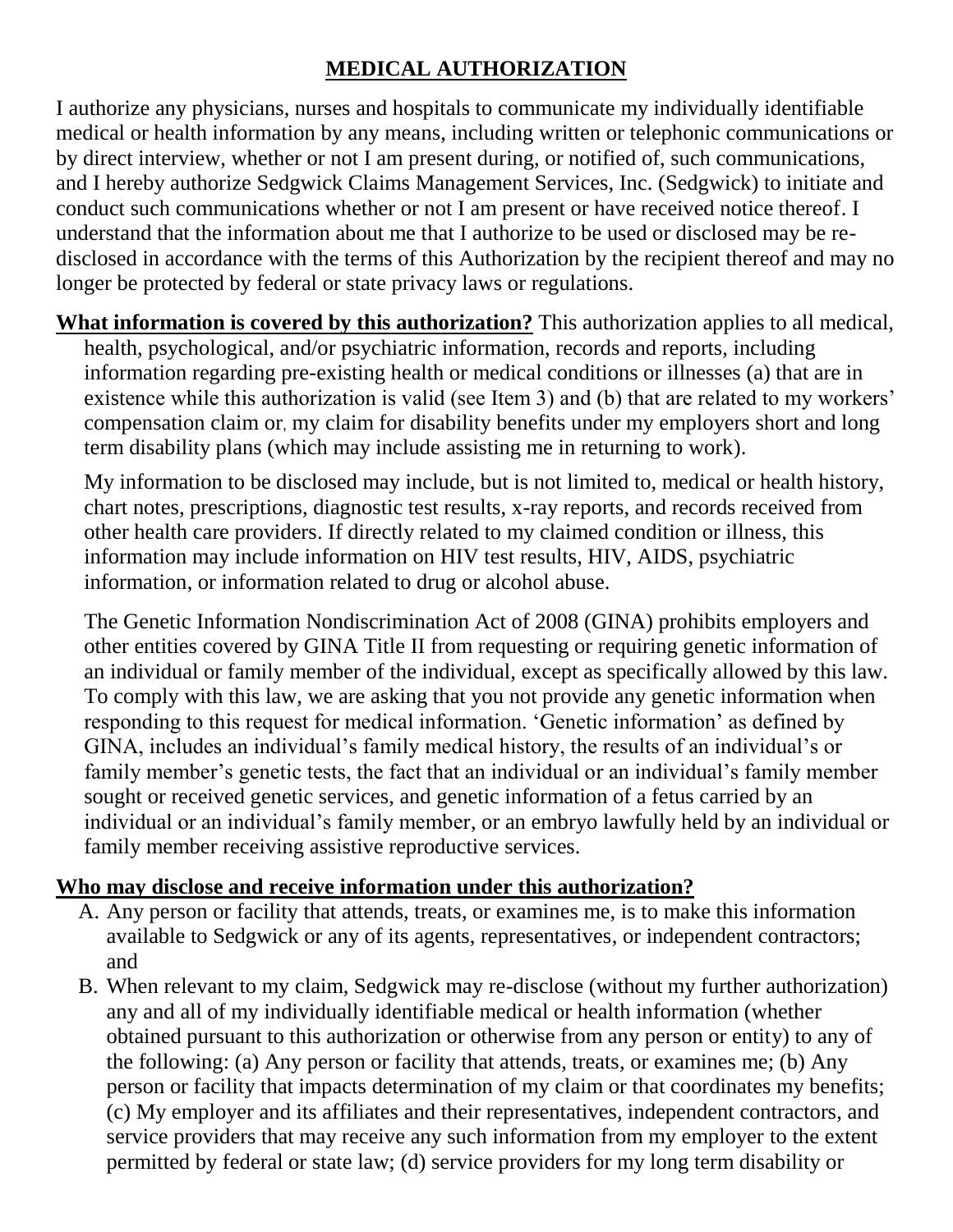# MEDICAL AUTHORIZATION

I authorize any physicians, nurses and hospitals to communicate my individually identifiable medical or health information by any means, including written or telephonic communications or by direct interview, whether or not I am present during, or notified of, such communications, and I hereby authorize Sedgwick Claims Management Services, Inc. (Sedgwick) to initiate and conduct such communications whether or not I am present or have received notice thereof. I understand that the information about me that I authorize to be used or disclosed may be re-disclosed in accordance with the terms of this Authorization by the recipient thereof and may no longer be protected by federal or state privacy laws or regulations.

**What information is covered by this authorization?** This authorization applies to all medical, health, psychological, and/or psychiatric information, records and reports, including information regarding pre-existing health or medical conditions or illnesses (a) that are in existence while this authorization is valid (see Item 3) and (b) that are related to my workers' compensation claim or, my claim for disability benefits under my employers short and long term disability plans (which may include assisting me in returning to work).

My information to be disclosed may include, but is not limited to, medical or health history, chart notes, prescriptions, diagnostic test results, x-ray reports, and records received from other health care providers. If directly related to my claimed condition or illness, this information may include information on HIV test results, HIV, AIDS, psychiatric information, or information related to drug or alcohol abuse.

The Genetic Information Nondiscrimination Act of 2008 (GINA) prohibits employers and other entities covered by GINA Title II from requesting or requiring genetic information of an individual or family member of the individual, except as specifically allowed by this law. To comply with this law, we are asking that you not provide any genetic information when responding to this request for medical information. 'Genetic information' as defined by GINA, includes an individual's family medical history, the results of an individual's or family member's genetic tests, the fact that an individual or an individual's family member sought or received genetic services, and genetic information of a fetus carried by an individual or an individual's family member, or an embryo lawfully held by an individual or family member receiving assistive reproductive services.

**Who may disclose and receive information under this authorization?**

A. Any person or facility that attends, treats, or examines me, is to make this information available to Sedgwick or any of its agents, representatives, or independent contractors; and

B. When relevant to my claim, Sedgwick may re-disclose (without my further authorization) any and all of my individually identifiable medical or health information (whether obtained pursuant to this authorization or otherwise from any person or entity) to any of the following: (a) Any person or facility that attends, treats, or examines me; (b) Any person or facility that impacts determination of my claim or that coordinates my benefits; (c) My employer and its affiliates and their representatives, independent contractors, and service providers that may receive any such information from my employer to the extent permitted by federal or state law; (d) service providers for my long term disability or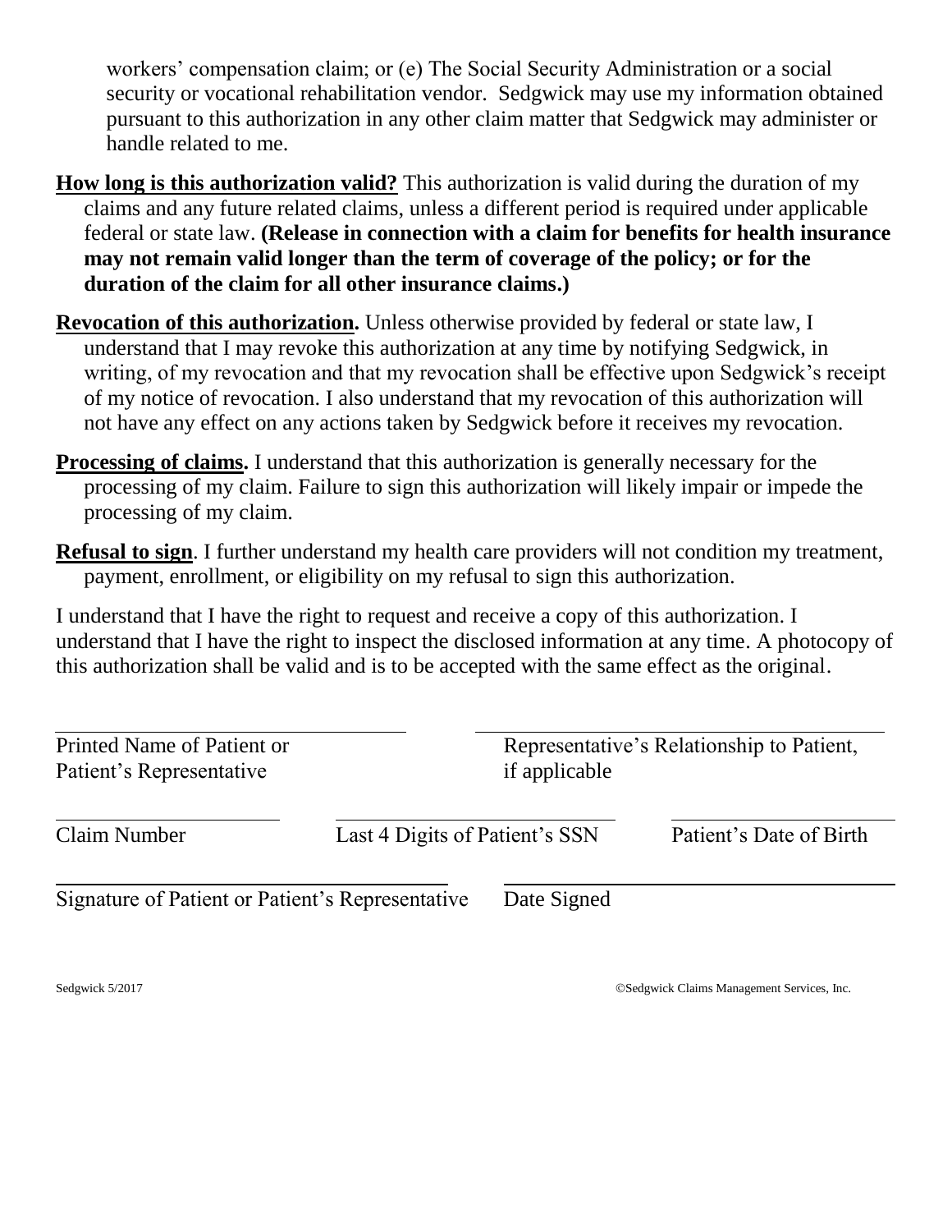workers' compensation claim; or (e) The Social Security Administration or a social security or vocational rehabilitation vendor. Sedgwick may use my information obtained pursuant to this authorization in any other claim matter that Sedgwick may administer or handle related to me.

**How long is this authorization valid?** This authorization is valid during the duration of my claims and any future related claims, unless a different period is required under applicable federal or state law. **(Release in connection with a claim for benefits for health insurance may not remain valid longer than the term of coverage of the policy; or for the duration of the claim for all other insurance claims.)**

**Revocation of this authorization.** Unless otherwise provided by federal or state law, I understand that I may revoke this authorization at any time by notifying Sedgwick, in writing, of my revocation and that my revocation shall be effective upon Sedgwick's receipt of my notice of revocation. I also understand that my revocation of this authorization will not have any effect on any actions taken by Sedgwick before it receives my revocation.

**Processing of claims.** I understand that this authorization is generally necessary for the processing of my claim. Failure to sign this authorization will likely impair or impede the processing of my claim.

**Refusal to sign**. I further understand my health care providers will not condition my treatment, payment, enrollment, or eligibility on my refusal to sign this authorization.

I understand that I have the right to request and receive a copy of this authorization. I understand that I have the right to inspect the disclosed information at any time. A photocopy of this authorization shall be valid and is to be accepted with the same effect as the original.

\_\_\_\_\_\_\_\_\_\_\_\_\_\_\_\_\_\_\_\_\_\_\_\_\_\_\_\_\_\_ \_\_\_\_\_\_\_\_\_\_\_\_\_\_\_\_\_\_\_\_\_\_\_\_\_\_\_\_\_\_

Printed Name of Patient or Patient's Representative | Representative's Relationship to Patient, if applicable

\_\_\_\_\_\_\_\_\_\_\_\_\_\_\_\_\_\_\_\_ \_\_\_\_\_\_\_\_\_\_\_\_\_\_\_\_\_\_\_\_ \_\_\_\_\_\_\_\_\_\_\_\_\_\_\_\_\_\_\_\_

Claim Number | Last 4 Digits of Patient's SSN | Patient's Date of Birth

\_\_\_\_\_\_\_\_\_\_\_\_\_\_\_\_\_\_\_\_\_\_\_\_\_\_\_\_\_\_ \_\_\_\_\_\_\_\_\_\_\_\_\_\_\_\_\_\_\_\_\_\_\_\_\_\_\_\_\_\_

Signature of Patient or Patient's Representative | Date Signed

Sedgwick 5/2017 ©Sedgwick Claims Management Services, Inc.